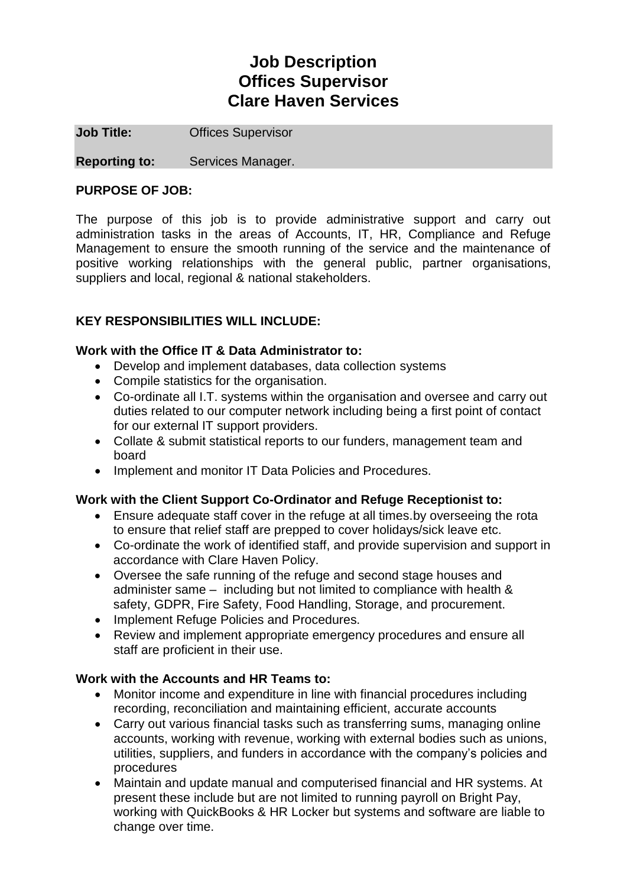# Job Description
# Offices Supervisor
# Clare Haven Services

| **Job Title:** | Offices Supervisor |
| --- | --- |
| **Reporting to:** | Services Manager. |

**PURPOSE OF JOB:**

The purpose of this job is to provide administrative support and carry out administration tasks in the areas of Accounts, IT, HR, Compliance and Refuge Management to ensure the smooth running of the service and the maintenance of positive working relationships with the general public, partner organisations, suppliers and local, regional & national stakeholders.

**KEY RESPONSIBILITIES WILL INCLUDE:**

**Work with the Office IT & Data Administrator to:**

- Develop and implement databases, data collection systems
- Compile statistics for the organisation.
- Co-ordinate all I.T. systems within the organisation and oversee and carry out duties related to our computer network including being a first point of contact for our external IT support providers.
- Collate & submit statistical reports to our funders, management team and board
- Implement and monitor IT Data Policies and Procedures.

**Work with the Client Support Co-Ordinator and Refuge Receptionist to:**

- Ensure adequate staff cover in the refuge at all times.by overseeing the rota to ensure that relief staff are prepped to cover holidays/sick leave etc.
- Co-ordinate the work of identified staff, and provide supervision and support in accordance with Clare Haven Policy.
- Oversee the safe running of the refuge and second stage houses and administer same – including but not limited to compliance with health & safety, GDPR, Fire Safety, Food Handling, Storage, and procurement.
- Implement Refuge Policies and Procedures.
- Review and implement appropriate emergency procedures and ensure all staff are proficient in their use.

**Work with the Accounts and HR Teams to:**

- Monitor income and expenditure in line with financial procedures including recording, reconciliation and maintaining efficient, accurate accounts
- Carry out various financial tasks such as transferring sums, managing online accounts, working with revenue, working with external bodies such as unions, utilities, suppliers, and funders in accordance with the company's policies and procedures
- Maintain and update manual and computerised financial and HR systems. At present these include but are not limited to running payroll on Bright Pay, working with QuickBooks & HR Locker but systems and software are liable to change over time.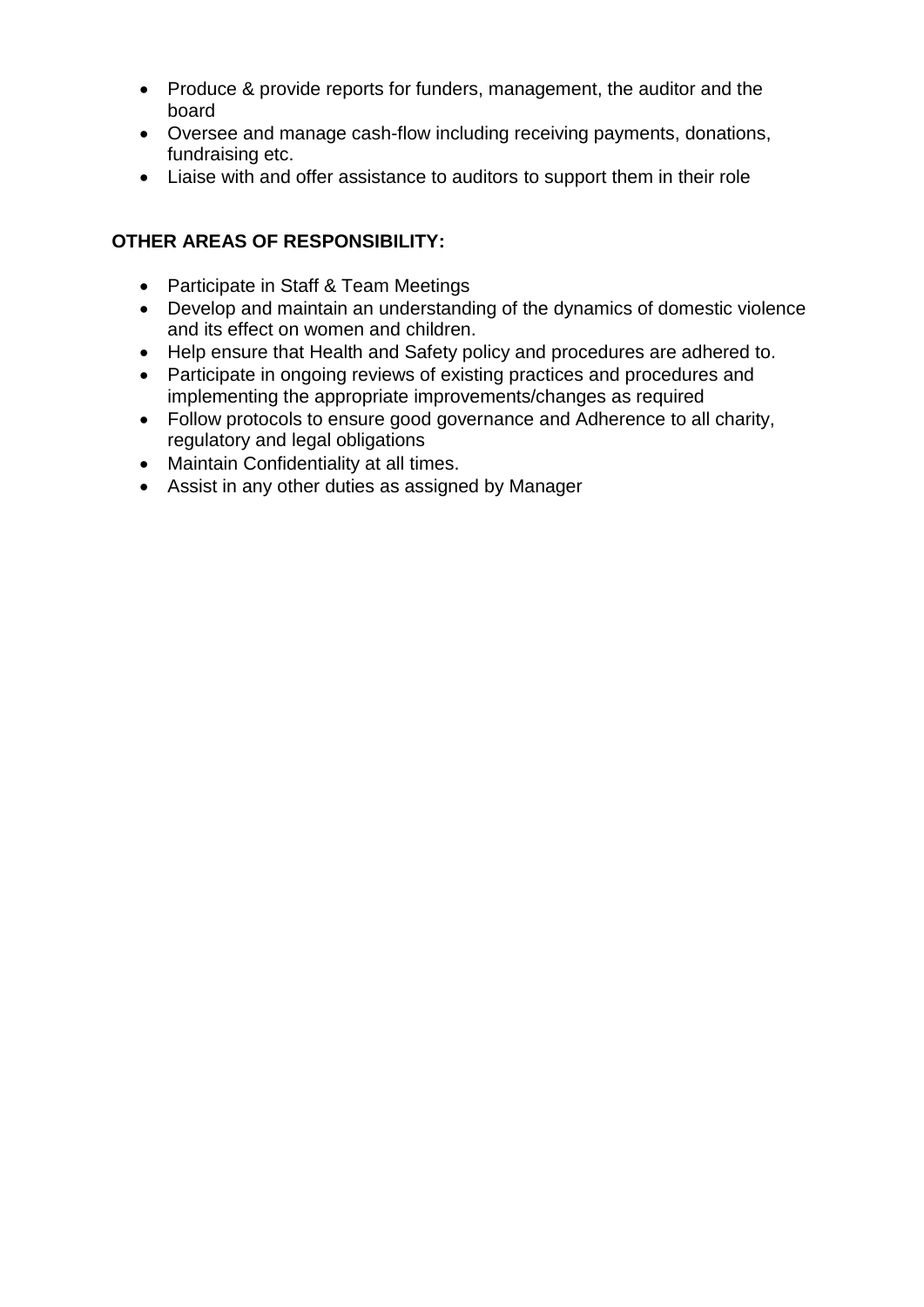- Produce & provide reports for funders, management, the auditor and the board
- Oversee and manage cash-flow including receiving payments, donations, fundraising etc.
- Liaise with and offer assistance to auditors to support them in their role

**OTHER AREAS OF RESPONSIBILITY:**

- Participate in Staff & Team Meetings
- Develop and maintain an understanding of the dynamics of domestic violence and its effect on women and children.
- Help ensure that Health and Safety policy and procedures are adhered to.
- Participate in ongoing reviews of existing practices and procedures and implementing the appropriate improvements/changes as required
- Follow protocols to ensure good governance and Adherence to all charity, regulatory and legal obligations
- Maintain Confidentiality at all times.
- Assist in any other duties as assigned by Manager